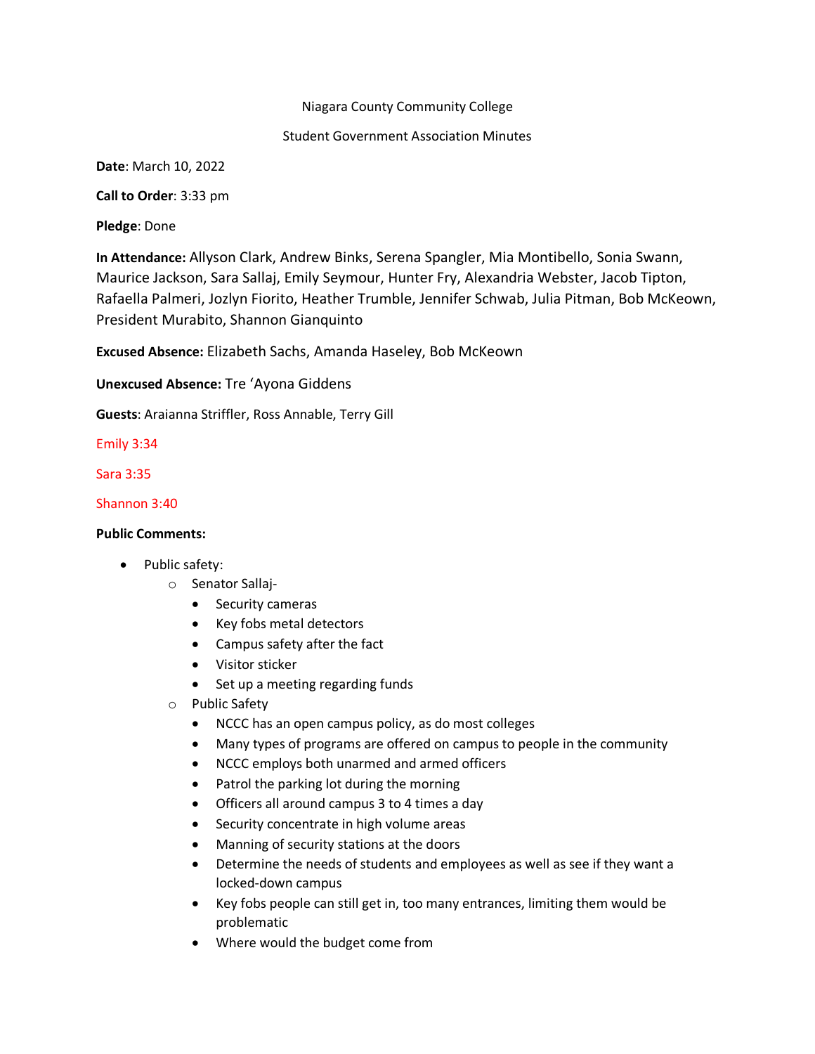Niagara County Community College

Student Government Association Minutes

**Date**: March 10, 2022

**Call to Order**: 3:33 pm

**Pledge**: Done

**In Attendance:** Allyson Clark, Andrew Binks, Serena Spangler, Mia Montibello, Sonia Swann, Maurice Jackson, Sara Sallaj, Emily Seymour, Hunter Fry, Alexandria Webster, Jacob Tipton, Rafaella Palmeri, Jozlyn Fiorito, Heather Trumble, Jennifer Schwab, Julia Pitman, Bob McKeown, President Murabito, Shannon Gianquinto

**Excused Absence:** Elizabeth Sachs, Amanda Haseley, Bob McKeown

**Unexcused Absence:** Tre 'Ayona Giddens

**Guests**: Araianna Striffler, Ross Annable, Terry Gill

Emily 3:34

Sara 3:35

Shannon 3:40

**Public Comments:**

- Public safety:
  - Senator Sallaj-
    - Security cameras
    - Key fobs metal detectors
    - Campus safety after the fact
    - Visitor sticker
    - Set up a meeting regarding funds
  - Public Safety
    - NCCC has an open campus policy, as do most colleges
    - Many types of programs are offered on campus to people in the community
    - NCCC employs both unarmed and armed officers
    - Patrol the parking lot during the morning
    - Officers all around campus 3 to 4 times a day
    - Security concentrate in high volume areas
    - Manning of security stations at the doors
    - Determine the needs of students and employees as well as see if they want a locked-down campus
    - Key fobs people can still get in, too many entrances, limiting them would be problematic
    - Where would the budget come from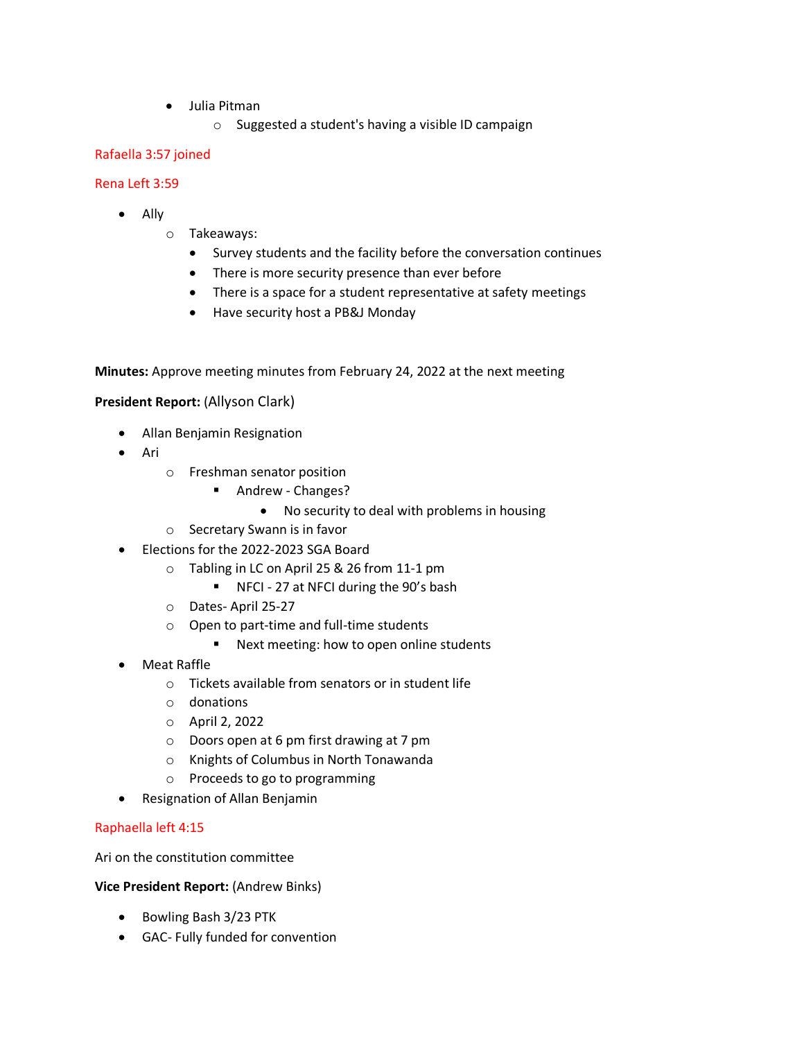- Julia Pitman
    - Suggested a student's having a visible ID campaign

Rafaella 3:57 joined

Rena Left 3:59

- Ally
    - Takeaways:
        - Survey students and the facility before the conversation continues
        - There is more security presence than ever before
        - There is a space for a student representative at safety meetings
        - Have security host a PB&J Monday

**Minutes:** Approve meeting minutes from February 24, 2022 at the next meeting

**President Report:** (Allyson Clark)

- Allan Benjamin Resignation
- Ari
    - Freshman senator position
        - Andrew - Changes?
            - No security to deal with problems in housing
    - Secretary Swann is in favor
- Elections for the 2022-2023 SGA Board
    - Tabling in LC on April 25 & 26 from 11-1 pm
        - NFCI - 27 at NFCI during the 90's bash
    - Dates- April 25-27
    - Open to part-time and full-time students
        - Next meeting: how to open online students
- Meat Raffle
    - Tickets available from senators or in student life
    - donations
    - April 2, 2022
    - Doors open at 6 pm first drawing at 7 pm
    - Knights of Columbus in North Tonawanda
    - Proceeds to go to programming
- Resignation of Allan Benjamin

Raphaella left 4:15

Ari on the constitution committee

**Vice President Report:** (Andrew Binks)

- Bowling Bash 3/23 PTK
- GAC- Fully funded for convention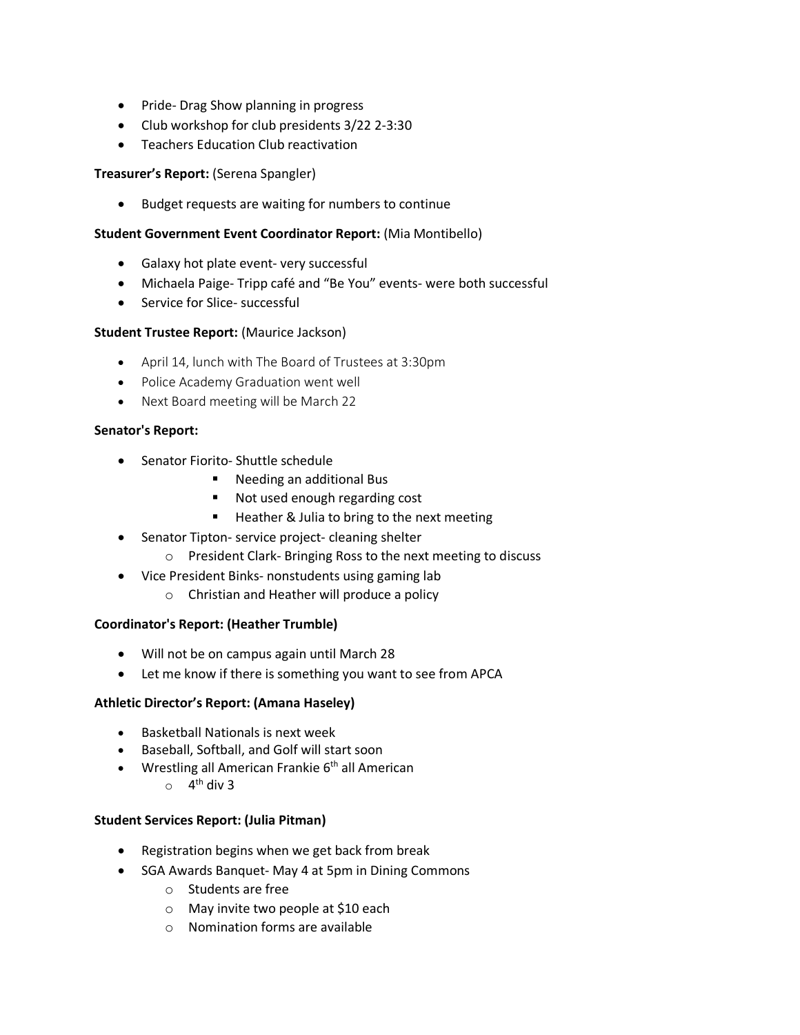- Pride- Drag Show planning in progress
- Club workshop for club presidents 3/22 2-3:30
- Teachers Education Club reactivation

**Treasurer's Report:** (Serena Spangler)

- Budget requests are waiting for numbers to continue

**Student Government Event Coordinator Report:** (Mia Montibello)

- Galaxy hot plate event- very successful
- Michaela Paige- Tripp café and "Be You" events- were both successful
- Service for Slice- successful

**Student Trustee Report:** (Maurice Jackson)

- April 14, lunch with The Board of Trustees at 3:30pm
- Police Academy Graduation went well
- Next Board meeting will be March 22

**Senator's Report:**

- Senator Fiorito- Shuttle schedule
    - Needing an additional Bus
    - Not used enough regarding cost
    - Heather & Julia to bring to the next meeting
- Senator Tipton- service project- cleaning shelter
    - President Clark- Bringing Ross to the next meeting to discuss
- Vice President Binks- nonstudents using gaming lab
    - Christian and Heather will produce a policy

**Coordinator's Report: (Heather Trumble)**

- Will not be on campus again until March 28
- Let me know if there is something you want to see from APCA

**Athletic Director's Report: (Amana Haseley)**

- Basketball Nationals is next week
- Baseball, Softball, and Golf will start soon
- Wrestling all American Frankie 6th all American
    - 4th div 3

**Student Services Report: (Julia Pitman)**

- Registration begins when we get back from break
- SGA Awards Banquet- May 4 at 5pm in Dining Commons
    - Students are free
    - May invite two people at $10 each
    - Nomination forms are available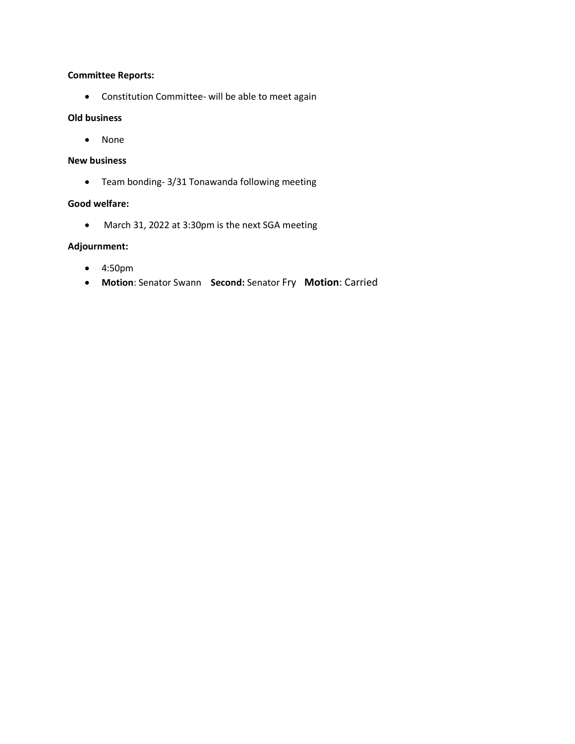**Committee Reports:**

- Constitution Committee- will be able to meet again

**Old business**

- None

**New business**

- Team bonding- 3/31 Tonawanda following meeting

**Good welfare:**

- March 31, 2022 at 3:30pm is the next SGA meeting

**Adjournment:**

- 4:50pm
- **Motion**: Senator Swann **Second:** Senator Fry **Motion**: Carried